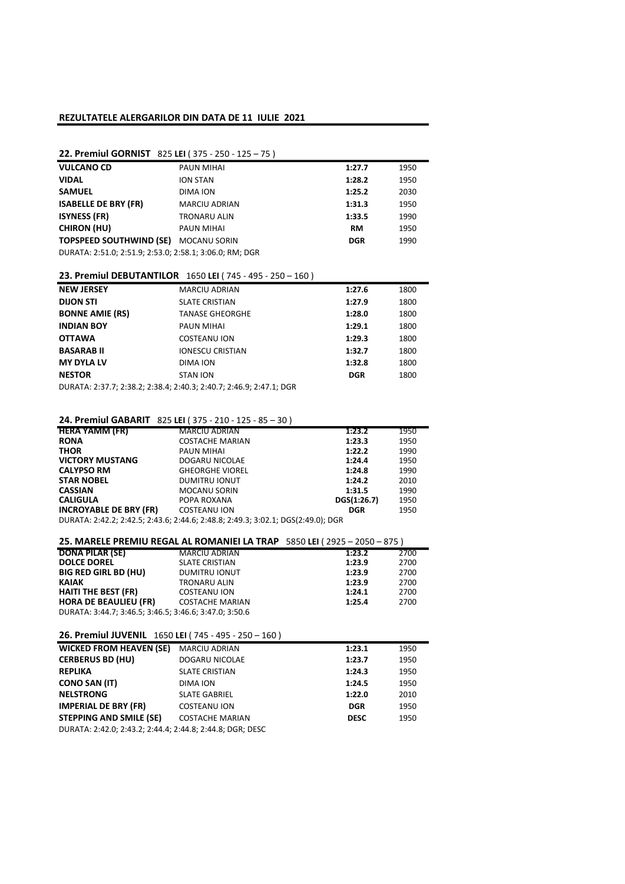**REZULTATELE ALERGARILOR DIN DATA DE 11 IULIE 2021**

**22. Premiul GORNIST** 825 **LEI** ( 375 - 250 - 125 – 75 )

| | | | |
|---|---|---|---|
| **VULCANO CD** | PAUN MIHAI | **1:27.7** | 1950 |
| **VIDAL** | ION STAN | **1:28.2** | 1950 |
| **SAMUEL** | DIMA ION | **1:25.2** | 2030 |
| **ISABELLE DE BRY (FR)** | MARCIU ADRIAN | **1:31.3** | 1950 |
| **ISYNESS (FR)** | TRONARU ALIN | **1:33.5** | 1990 |
| **CHIRON (HU)** | PAUN MIHAI | **RM** | 1950 |
| **TOPSPEED SOUTHWIND (SE)** | MOCANU SORIN | **DGR** | 1990 |

DURATA: 2:51.0; 2:51.9; 2:53.0; 2:58.1; 3:06.0; RM; DGR

**23. Premiul DEBUTANTILOR** 1650 **LEI** ( 745 - 495 - 250 – 160 )

| | | | |
|---|---|---|---|
| **NEW JERSEY** | MARCIU ADRIAN | **1:27.6** | 1800 |
| **DIJON STI** | SLATE CRISTIAN | **1:27.9** | 1800 |
| **BONNE AMIE (RS)** | TANASE GHEORGHE | **1:28.0** | 1800 |
| **INDIAN BOY** | PAUN MIHAI | **1:29.1** | 1800 |
| **OTTAWA** | COSTEANU ION | **1:29.3** | 1800 |
| **BASARAB II** | IONESCU CRISTIAN | **1:32.7** | 1800 |
| **MY DYLA LV** | DIMA ION | **1:32.8** | 1800 |
| **NESTOR** | STAN ION | **DGR** | 1800 |

DURATA: 2:37.7; 2:38.2; 2:38.4; 2:40.3; 2:40.7; 2:46.9; 2:47.1; DGR

**24. Premiul GABARIT** 825 **LEI** ( 375 - 210 - 125 - 85 – 30 )

| | | | |
|---|---|---|---|
| **HERA YAMM (FR)** | MARCIU ADRIAN | **1:23.2** | 1950 |
| **RONA** | COSTACHE MARIAN | **1:23.3** | 1950 |
| **THOR** | PAUN MIHAI | **1:22.2** | 1990 |
| **VICTORY MUSTANG** | DOGARU NICOLAE | **1:24.4** | 1950 |
| **CALYPSO RM** | GHEORGHE VIOREL | **1:24.8** | 1990 |
| **STAR NOBEL** | DUMITRU IONUT | **1:24.2** | 2010 |
| **CASSIAN** | MOCANU SORIN | **1:31.5** | 1990 |
| **CALIGULA** | POPA ROXANA | **DGS(1:26.7)** | 1950 |
| **INCROYABLE DE BRY (FR)** | COSTEANU ION | **DGR** | 1950 |

DURATA: 2:42.2; 2:42.5; 2:43.6; 2:44.6; 2:48.8; 2:49.3; 3:02.1; DGS(2:49.0); DGR

**25. MARELE PREMIU REGAL AL ROMANIEI LA TRAP** 5850 **LEI** ( 2925 – 2050 – 875 )

| | | | |
|---|---|---|---|
| **DONA PILAR (SE)** | MARCIU ADRIAN | **1:23.2** | 2700 |
| **DOLCE DOREL** | SLATE CRISTIAN | **1:23.9** | 2700 |
| **BIG RED GIRL BD (HU)** | DUMITRU IONUT | **1:23.9** | 2700 |
| **KAIAK** | TRONARU ALIN | **1:23.9** | 2700 |
| **HAITI THE BEST (FR)** | COSTEANU ION | **1:24.1** | 2700 |
| **HORA DE BEAULIEU (FR)** | COSTACHE MARIAN | **1:25.4** | 2700 |

DURATA: 3:44.7; 3:46.5; 3:46.5; 3:46.6; 3:47.0; 3:50.6

**26. Premiul JUVENIL** 1650 **LEI** ( 745 - 495 - 250 – 160 )

| | | | |
|---|---|---|---|
| **WICKED FROM HEAVEN (SE)** | MARCIU ADRIAN | **1:23.1** | 1950 |
| **CERBERUS BD (HU)** | DOGARU NICOLAE | **1:23.7** | 1950 |
| **REPLIKA** | SLATE CRISTIAN | **1:24.3** | 1950 |
| **CONO SAN (IT)** | DIMA ION | **1:24.5** | 1950 |
| **NELSTRONG** | SLATE GABRIEL | **1:22.0** | 2010 |
| **IMPERIAL DE BRY (FR)** | COSTEANU ION | **DGR** | 1950 |
| **STEPPING AND SMILE (SE)** | COSTACHE MARIAN | **DESC** | 1950 |

DURATA: 2:42.0; 2:43.2; 2:44.4; 2:44.8; 2:44.8; DGR; DESC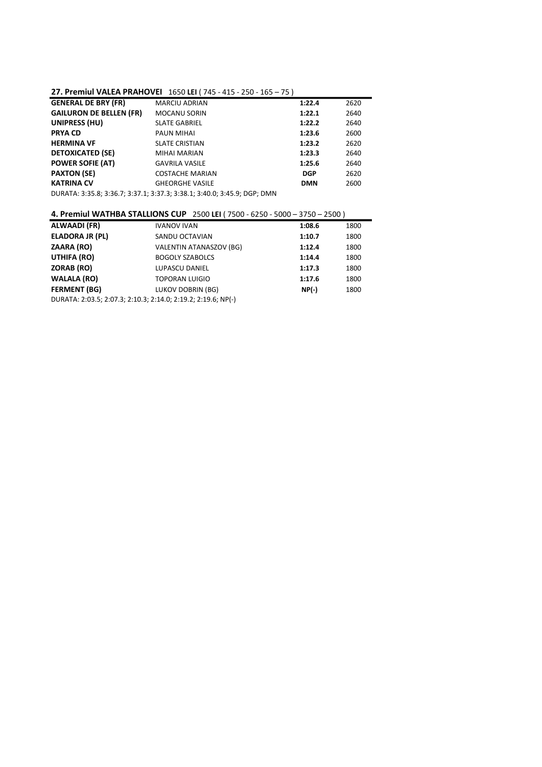### 27. Premiul VALEA PRAHOVEI 1650 **LEI** ( 745 - 415 - 250 - 165 – 75 )

| | | | |
|---|---|---|---|
| **GENERAL DE BRY (FR)** | MARCIU ADRIAN | **1:22.4** | 2620 |
| **GAILURON DE BELLEN (FR)** | MOCANU SORIN | **1:22.1** | 2640 |
| **UNIPRESS (HU)** | SLATE GABRIEL | **1:22.2** | 2640 |
| **PRYA CD** | PAUN MIHAI | **1:23.6** | 2600 |
| **HERMINA VF** | SLATE CRISTIAN | **1:23.2** | 2620 |
| **DETOXICATED (SE)** | MIHAI MARIAN | **1:23.3** | 2640 |
| **POWER SOFIE (AT)** | GAVRILA VASILE | **1:25.6** | 2640 |
| **PAXTON (SE)** | COSTACHE MARIAN | **DGP** | 2620 |
| **KATRINA CV** | GHEORGHE VASILE | **DMN** | 2600 |

DURATA: 3:35.8; 3:36.7; 3:37.1; 3:37.3; 3:38.1; 3:40.0; 3:45.9; DGP; DMN

### 4. Premiul WATHBA STALLIONS CUP 2500 **LEI** ( 7500 - 6250 - 5000 – 3750 – 2500 )

| | | | |
|---|---|---|---|
| **ALWAADI (FR)** | IVANOV IVAN | **1:08.6** | 1800 |
| **ELADORA JR (PL)** | SANDU OCTAVIAN | **1:10.7** | 1800 |
| **ZAARA (RO)** | VALENTIN ATANASZOV (BG) | **1:12.4** | 1800 |
| **UTHIFA (RO)** | BOGOLY SZABOLCS | **1:14.4** | 1800 |
| **ZORAB (RO)** | LUPASCU DANIEL | **1:17.3** | 1800 |
| **WALALA (RO)** | TOPORAN LUIGIO | **1:17.6** | 1800 |
| **FERMENT (BG)** | LUKOV DOBRIN (BG) | **NP(-)** | 1800 |

DURATA: 2:03.5; 2:07.3; 2:10.3; 2:14.0; 2:19.2; 2:19.6; NP(-)